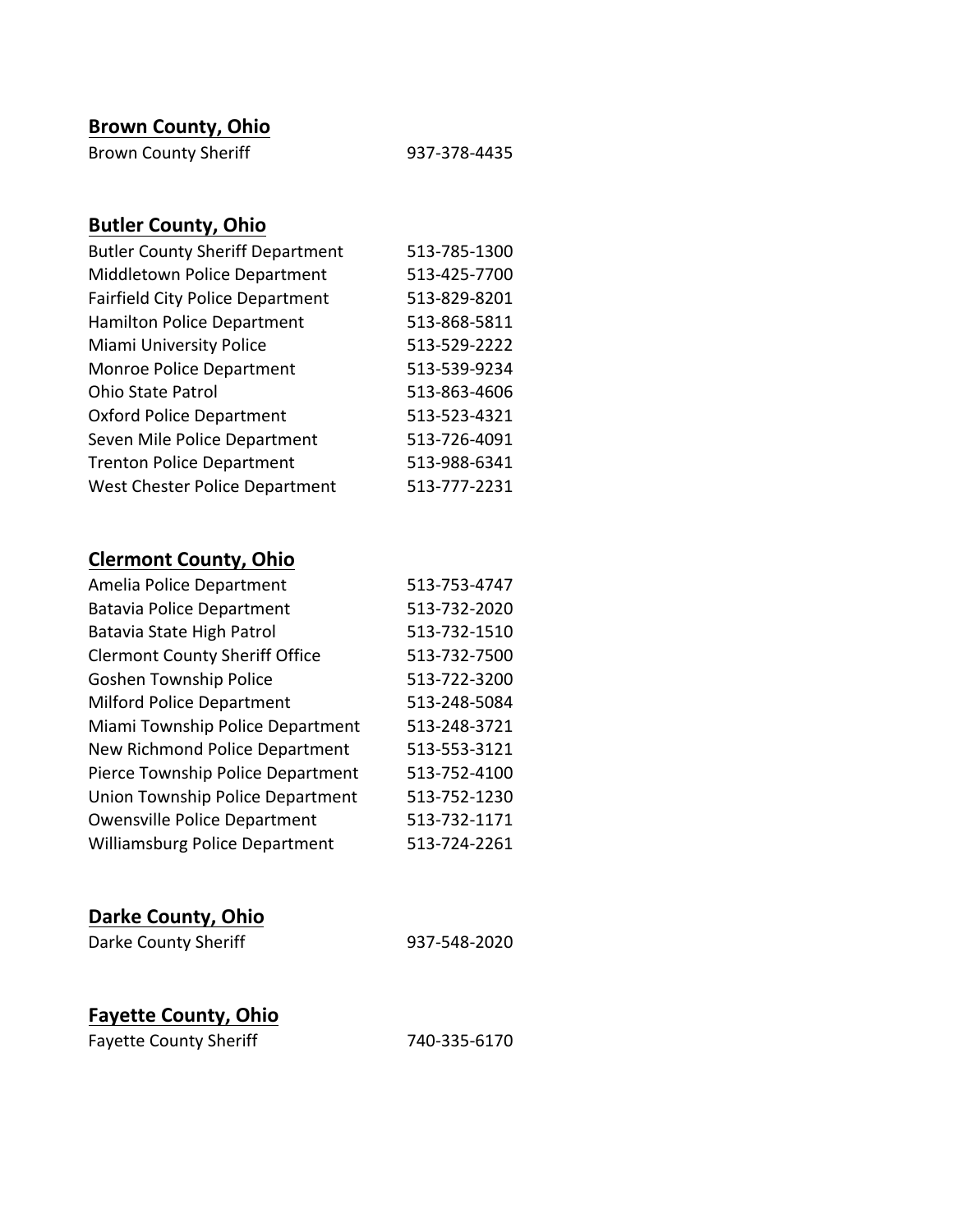## Brown County, Ohio

| | |
|---|---|
| Brown County Sheriff | 937-378-4435 |

## Butler County, Ohio

| | |
|---|---|
| Butler County Sheriff Department | 513-785-1300 |
| Middletown Police Department | 513-425-7700 |
| Fairfield City Police Department | 513-829-8201 |
| Hamilton Police Department | 513-868-5811 |
| Miami University Police | 513-529-2222 |
| Monroe Police Department | 513-539-9234 |
| Ohio State Patrol | 513-863-4606 |
| Oxford Police Department | 513-523-4321 |
| Seven Mile Police Department | 513-726-4091 |
| Trenton Police Department | 513-988-6341 |
| West Chester Police Department | 513-777-2231 |

## Clermont County, Ohio

| | |
|---|---|
| Amelia Police Department | 513-753-4747 |
| Batavia Police Department | 513-732-2020 |
| Batavia State High Patrol | 513-732-1510 |
| Clermont County Sheriff Office | 513-732-7500 |
| Goshen Township Police | 513-722-3200 |
| Milford Police Department | 513-248-5084 |
| Miami Township Police Department | 513-248-3721 |
| New Richmond Police Department | 513-553-3121 |
| Pierce Township Police Department | 513-752-4100 |
| Union Township Police Department | 513-752-1230 |
| Owensville Police Department | 513-732-1171 |
| Williamsburg Police Department | 513-724-2261 |

## Darke County, Ohio

| | |
|---|---|
| Darke County Sheriff | 937-548-2020 |

## Fayette County, Ohio

| | |
|---|---|
| Fayette County Sheriff | 740-335-6170 |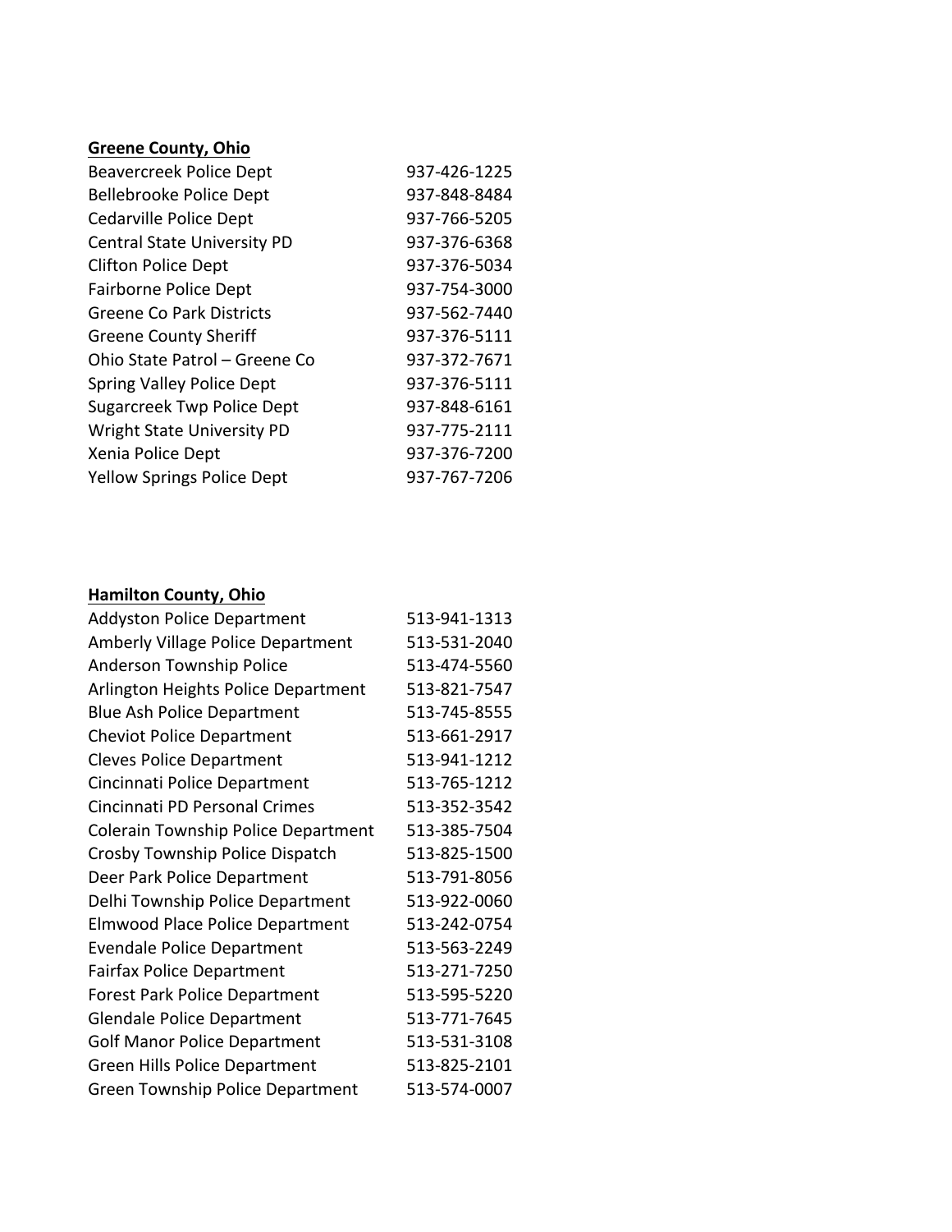**Greene County, Ohio**

| | |
|---|---|
| Beavercreek Police Dept | 937-426-1225 |
| Bellebrooke Police Dept | 937-848-8484 |
| Cedarville Police Dept | 937-766-5205 |
| Central State University PD | 937-376-6368 |
| Clifton Police Dept | 937-376-5034 |
| Fairborne Police Dept | 937-754-3000 |
| Greene Co Park Districts | 937-562-7440 |
| Greene County Sheriff | 937-376-5111 |
| Ohio State Patrol – Greene Co | 937-372-7671 |
| Spring Valley Police Dept | 937-376-5111 |
| Sugarcreek Twp Police Dept | 937-848-6161 |
| Wright State University PD | 937-775-2111 |
| Xenia Police Dept | 937-376-7200 |
| Yellow Springs Police Dept | 937-767-7206 |

**Hamilton County, Ohio**

| | |
|---|---|
| Addyston Police Department | 513-941-1313 |
| Amberly Village Police Department | 513-531-2040 |
| Anderson Township Police | 513-474-5560 |
| Arlington Heights Police Department | 513-821-7547 |
| Blue Ash Police Department | 513-745-8555 |
| Cheviot Police Department | 513-661-2917 |
| Cleves Police Department | 513-941-1212 |
| Cincinnati Police Department | 513-765-1212 |
| Cincinnati PD Personal Crimes | 513-352-3542 |
| Colerain Township Police Department | 513-385-7504 |
| Crosby Township Police Dispatch | 513-825-1500 |
| Deer Park Police Department | 513-791-8056 |
| Delhi Township Police Department | 513-922-0060 |
| Elmwood Place Police Department | 513-242-0754 |
| Evendale Police Department | 513-563-2249 |
| Fairfax Police Department | 513-271-7250 |
| Forest Park Police Department | 513-595-5220 |
| Glendale Police Department | 513-771-7645 |
| Golf Manor Police Department | 513-531-3108 |
| Green Hills Police Department | 513-825-2101 |
| Green Township Police Department | 513-574-0007 |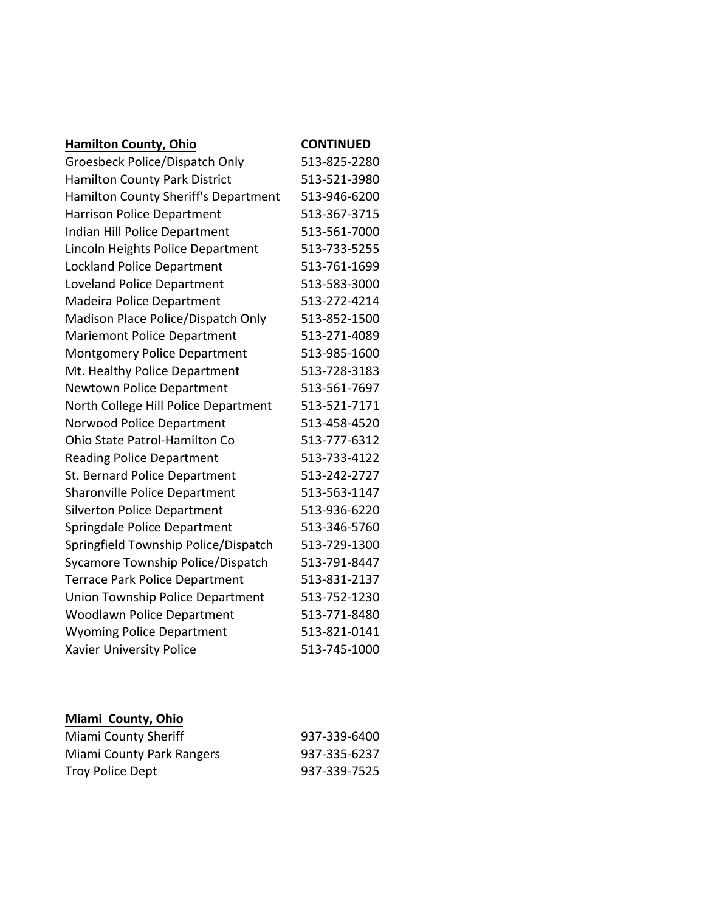| **Hamilton County, Ohio** | **CONTINUED** |
|---|---|
| Groesbeck Police/Dispatch Only | 513-825-2280 |
| Hamilton County Park District | 513-521-3980 |
| Hamilton County Sheriff's Department | 513-946-6200 |
| Harrison Police Department | 513-367-3715 |
| Indian Hill Police Department | 513-561-7000 |
| Lincoln Heights Police Department | 513-733-5255 |
| Lockland Police Department | 513-761-1699 |
| Loveland Police Department | 513-583-3000 |
| Madeira Police Department | 513-272-4214 |
| Madison Place Police/Dispatch Only | 513-852-1500 |
| Mariemont Police Department | 513-271-4089 |
| Montgomery Police Department | 513-985-1600 |
| Mt. Healthy Police Department | 513-728-3183 |
| Newtown Police Department | 513-561-7697 |
| North College Hill Police Department | 513-521-7171 |
| Norwood Police Department | 513-458-4520 |
| Ohio State Patrol-Hamilton Co | 513-777-6312 |
| Reading Police Department | 513-733-4122 |
| St. Bernard Police Department | 513-242-2727 |
| Sharonville Police Department | 513-563-1147 |
| Silverton Police Department | 513-936-6220 |
| Springdale Police Department | 513-346-5760 |
| Springfield Township Police/Dispatch | 513-729-1300 |
| Sycamore Township Police/Dispatch | 513-791-8447 |
| Terrace Park Police Department | 513-831-2137 |
| Union Township Police Department | 513-752-1230 |
| Woodlawn Police Department | 513-771-8480 |
| Wyoming Police Department | 513-821-0141 |
| Xavier University Police | 513-745-1000 |

| **Miami County, Ohio** | |
|---|---|
| Miami County Sheriff | 937-339-6400 |
| Miami County Park Rangers | 937-335-6237 |
| Troy Police Dept | 937-339-7525 |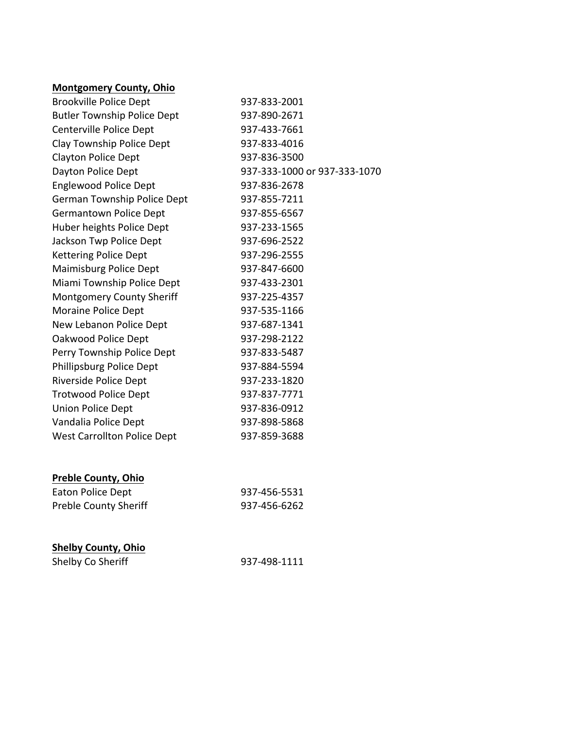**Montgomery County, Ohio**

| | |
|---|---|
| Brookville Police Dept | 937-833-2001 |
| Butler Township Police Dept | 937-890-2671 |
| Centerville Police Dept | 937-433-7661 |
| Clay Township Police Dept | 937-833-4016 |
| Clayton Police Dept | 937-836-3500 |
| Dayton Police Dept | 937-333-1000 or 937-333-1070 |
| Englewood Police Dept | 937-836-2678 |
| German Township Police Dept | 937-855-7211 |
| Germantown Police Dept | 937-855-6567 |
| Huber heights Police Dept | 937-233-1565 |
| Jackson Twp Police Dept | 937-696-2522 |
| Kettering Police Dept | 937-296-2555 |
| Maimisburg Police Dept | 937-847-6600 |
| Miami Township Police Dept | 937-433-2301 |
| Montgomery County Sheriff | 937-225-4357 |
| Moraine Police Dept | 937-535-1166 |
| New Lebanon Police Dept | 937-687-1341 |
| Oakwood Police Dept | 937-298-2122 |
| Perry Township Police Dept | 937-833-5487 |
| Phillipsburg Police Dept | 937-884-5594 |
| Riverside Police Dept | 937-233-1820 |
| Trotwood Police Dept | 937-837-7771 |
| Union Police Dept | 937-836-0912 |
| Vandalia Police Dept | 937-898-5868 |
| West Carrollton Police Dept | 937-859-3688 |

**Preble County, Ohio**

| | |
|---|---|
| Eaton Police Dept | 937-456-5531 |
| Preble County Sheriff | 937-456-6262 |

**Shelby County, Ohio**

| | |
|---|---|
| Shelby Co Sheriff | 937-498-1111 |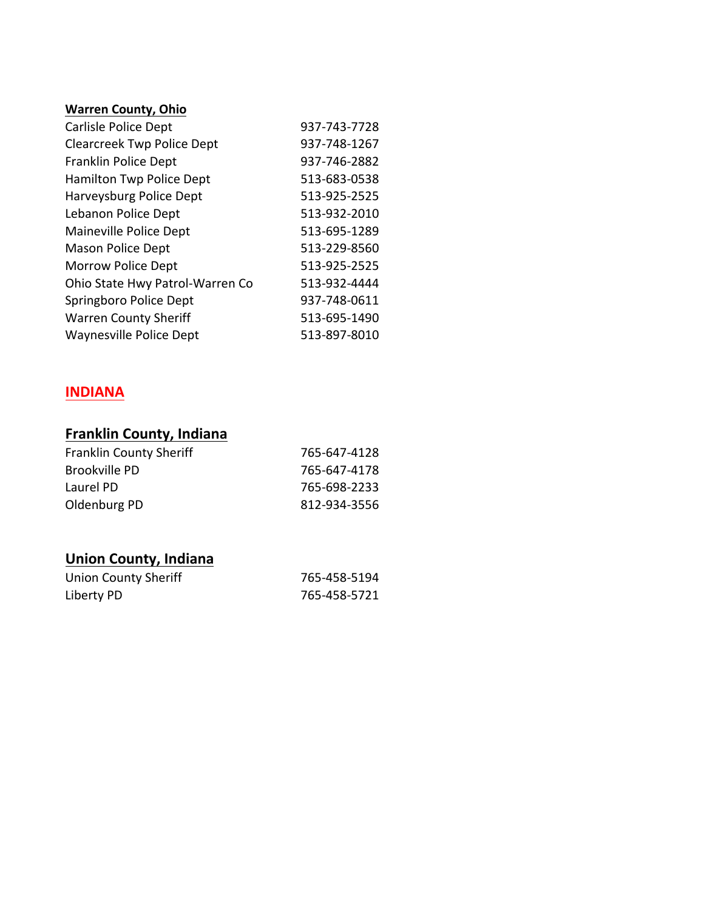**Warren County, Ohio**

| | |
|---|---|
| Carlisle Police Dept | 937-743-7728 |
| Clearcreek Twp Police Dept | 937-748-1267 |
| Franklin Police Dept | 937-746-2882 |
| Hamilton Twp Police Dept | 513-683-0538 |
| Harveysburg Police Dept | 513-925-2525 |
| Lebanon Police Dept | 513-932-2010 |
| Maineville Police Dept | 513-695-1289 |
| Mason Police Dept | 513-229-8560 |
| Morrow Police Dept | 513-925-2525 |
| Ohio State Hwy Patrol-Warren Co | 513-932-4444 |
| Springboro Police Dept | 937-748-0611 |
| Warren County Sheriff | 513-695-1490 |
| Waynesville Police Dept | 513-897-8010 |

## INDIANA

### Franklin County, Indiana

| | |
|---|---|
| Franklin County Sheriff | 765-647-4128 |
| Brookville PD | 765-647-4178 |
| Laurel PD | 765-698-2233 |
| Oldenburg PD | 812-934-3556 |

### Union County, Indiana

| | |
|---|---|
| Union County Sheriff | 765-458-5194 |
| Liberty PD | 765-458-5721 |